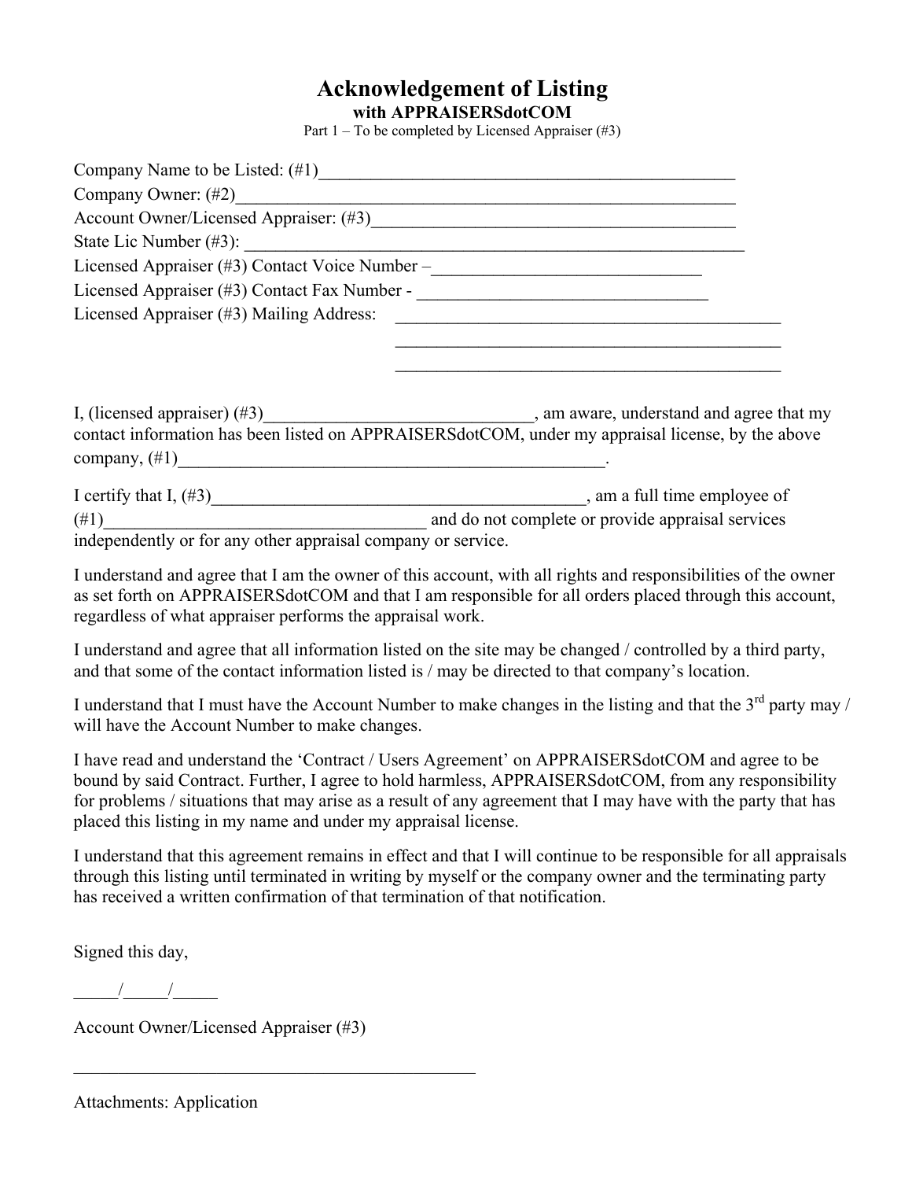# Acknowledgement of Listing

**with APPRAISERSdotCOM**

Part 1 – To be completed by Licensed Appraiser (#3)

Company Name to be Listed: (#1)_______________________________________________

Company Owner: (#2)_________________________________________________________

Account Owner/Licensed Appraiser: (#3)_________________________________________

State Lic Number (#3): _______________________________________________________

Licensed Appraiser (#3) Contact Voice Number –______________________________

Licensed Appraiser (#3) Contact Fax Number - ________________________________

Licensed Appraiser (#3) Mailing Address: ____________________________________________

____________________________________________

____________________________________________

I, (licensed appraiser) (#3)______________________________, am aware, understand and agree that my contact information has been listed on APPRAISERSdotCOM, under my appraisal license, by the above company, (#1)__________________________________________________.

I certify that I, (#3)_________________________________________, am a full time employee of (#1)____________________________________ and do not complete or provide appraisal services independently or for any other appraisal company or service.

I understand and agree that I am the owner of this account, with all rights and responsibilities of the owner as set forth on APPRAISERSdotCOM and that I am responsible for all orders placed through this account, regardless of what appraiser performs the appraisal work.

I understand and agree that all information listed on the site may be changed / controlled by a third party, and that some of the contact information listed is / may be directed to that company's location.

I understand that I must have the Account Number to make changes in the listing and that the 3rd party may / will have the Account Number to make changes.

I have read and understand the 'Contract / Users Agreement' on APPRAISERSdotCOM and agree to be bound by said Contract. Further, I agree to hold harmless, APPRAISERSdotCOM, from any responsibility for problems / situations that may arise as a result of any agreement that I may have with the party that has placed this listing in my name and under my appraisal license.

I understand that this agreement remains in effect and that I will continue to be responsible for all appraisals through this listing until terminated in writing by myself or the company owner and the terminating party has received a written confirmation of that termination of that notification.

Signed this day,

_____/_____/_____

Account Owner/Licensed Appraiser (#3)

______________________________________________

Attachments: Application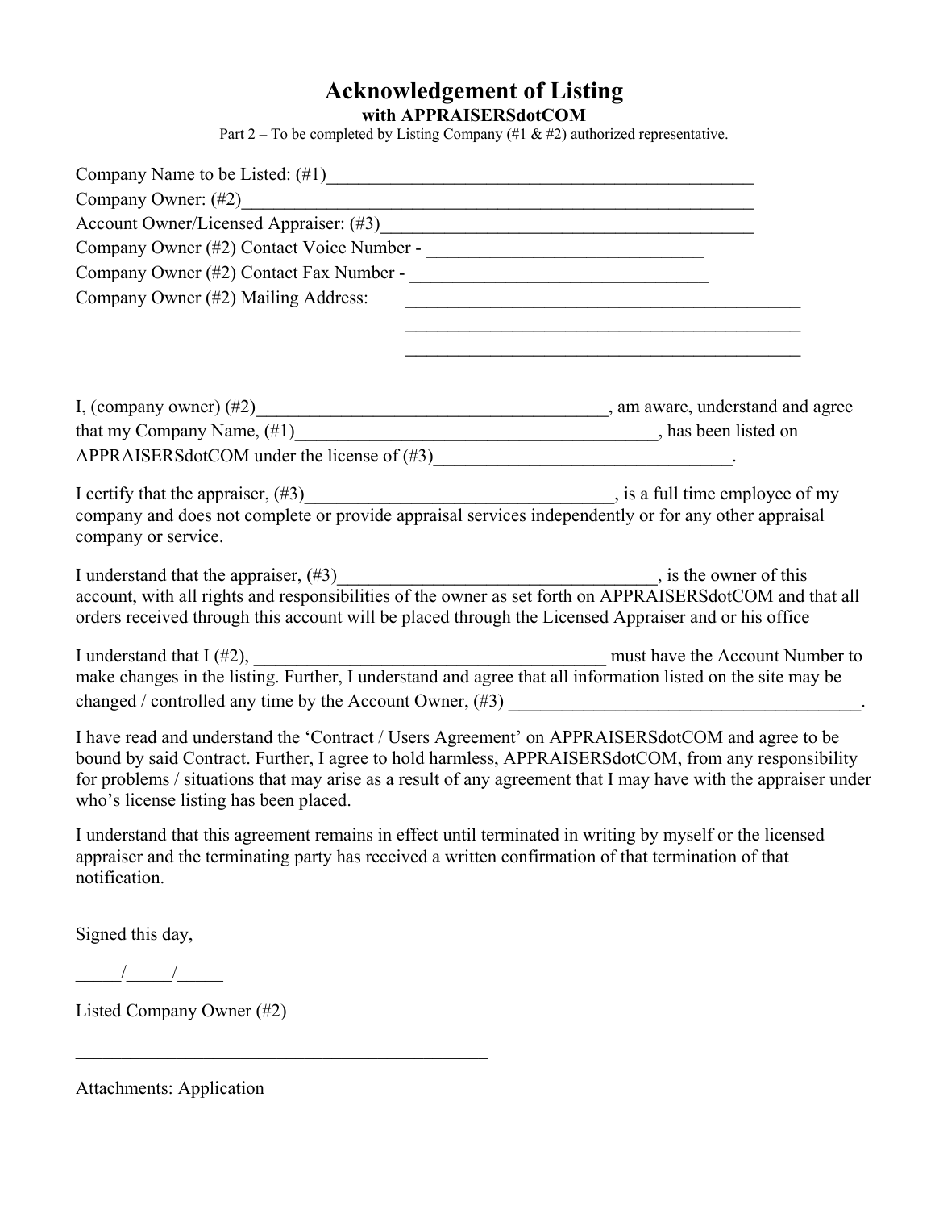# Acknowledgement of Listing

## with APPRAISERSdotCOM

Part 2 – To be completed by Listing Company (#1 & #2) authorized representative.

Company Name to be Listed: (#1)_______________________________________________

Company Owner: (#2)_________________________________________________________

Account Owner/Licensed Appraiser: (#3)__________________________________________

Company Owner (#2) Contact Voice Number - ______________________________

Company Owner (#2) Contact Fax Number - _________________________________

Company Owner (#2) Mailing Address: _____________________________________________

_____________________________________________

_____________________________________________

I, (company owner) (#2)_______________________________________, am aware, understand and agree that my Company Name, (#1)_________________________________________, has been listed on APPRAISERSdotCOM under the license of (#3)_________________________________.

I certify that the appraiser, (#3)__________________________________, is a full time employee of my company and does not complete or provide appraisal services independently or for any other appraisal company or service.

I understand that the appraiser, (#3)___________________________________, is the owner of this account, with all rights and responsibilities of the owner as set forth on APPRAISERSdotCOM and that all orders received through this account will be placed through the Licensed Appraiser and or his office

I understand that I (#2), ______________________________________ must have the Account Number to make changes in the listing. Further, I understand and agree that all information listed on the site may be changed / controlled any time by the Account Owner, (#3) _______________________________________.

I have read and understand the 'Contract / Users Agreement' on APPRAISERSdotCOM and agree to be bound by said Contract. Further, I agree to hold harmless, APPRAISERSdotCOM, from any responsibility for problems / situations that may arise as a result of any agreement that I may have with the appraiser under who's license listing has been placed.

I understand that this agreement remains in effect until terminated in writing by myself or the licensed appraiser and the terminating party has received a written confirmation of that termination of that notification.

Signed this day,

_____/_____/_____

Listed Company Owner (#2)

_______________________________________________

Attachments: Application